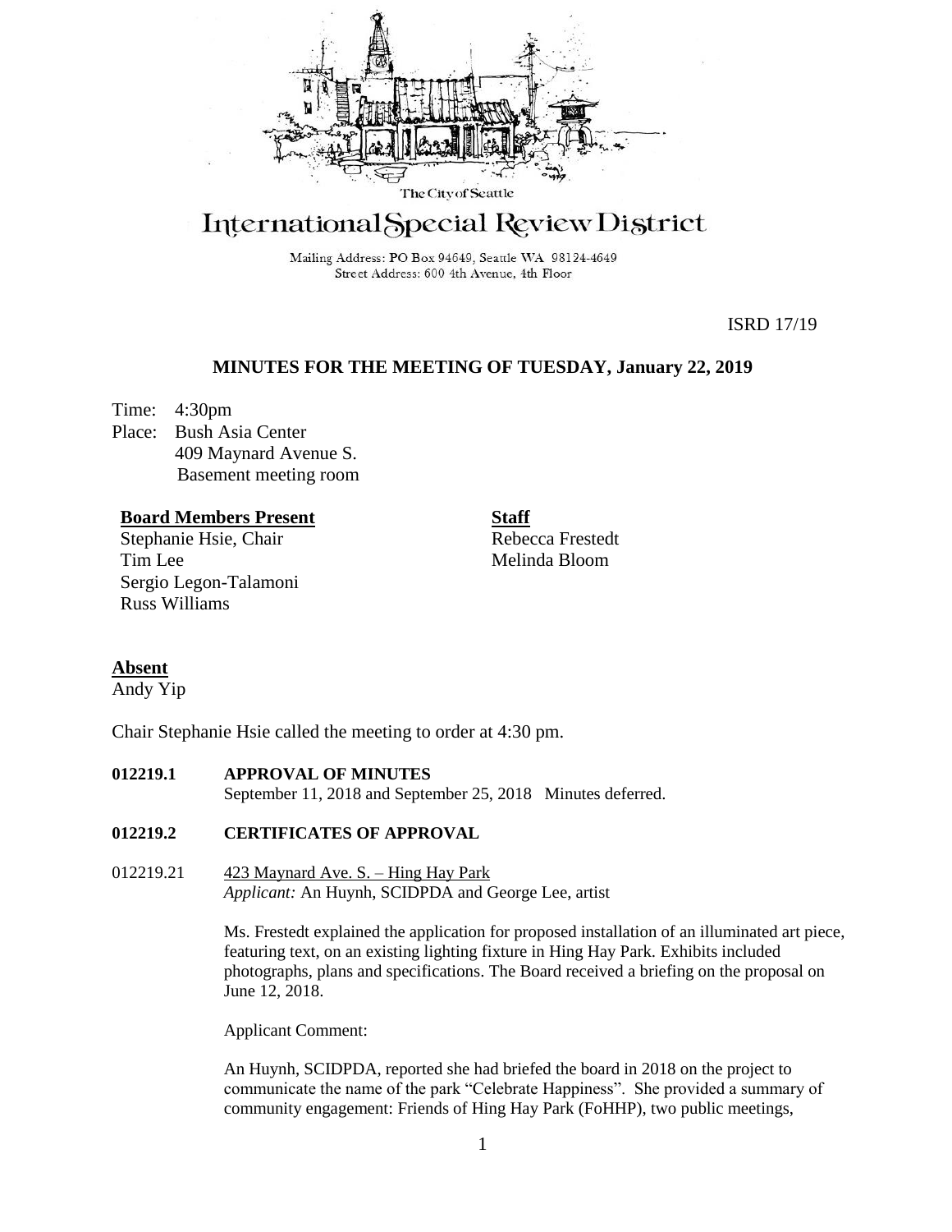The City of Seattle

# International Special Review District

Mailing Address: PO Box 94649, Seattle WA 98124-4649
Street Address: 600 4th Avenue, 4th Floor

ISRD 17/19

## MINUTES FOR THE MEETING OF TUESDAY, January 22, 2019

Time: 4:30pm
Place: Bush Asia Center
409 Maynard Avenue S.
Basement meeting room

**Board Members Present**
Stephanie Hsie, Chair
Tim Lee
Sergio Legon-Talamoni
Russ Williams

**Staff**
Rebecca Frestedt
Melinda Bloom

**Absent**
Andy Yip

Chair Stephanie Hsie called the meeting to order at 4:30 pm.

**012219.1 APPROVAL OF MINUTES**
September 11, 2018 and September 25, 2018 Minutes deferred.

**012219.2 CERTIFICATES OF APPROVAL**

012219.21 423 Maynard Ave. S. – Hing Hay Park
*Applicant:* An Huynh, SCIDPDA and George Lee, artist

Ms. Frestedt explained the application for proposed installation of an illuminated art piece, featuring text, on an existing lighting fixture in Hing Hay Park. Exhibits included photographs, plans and specifications. The Board received a briefing on the proposal on June 12, 2018.

Applicant Comment:

An Huynh, SCIDPDA, reported she had briefed the board in 2018 on the project to communicate the name of the park "Celebrate Happiness". She provided a summary of community engagement: Friends of Hing Hay Park (FoHHP), two public meetings,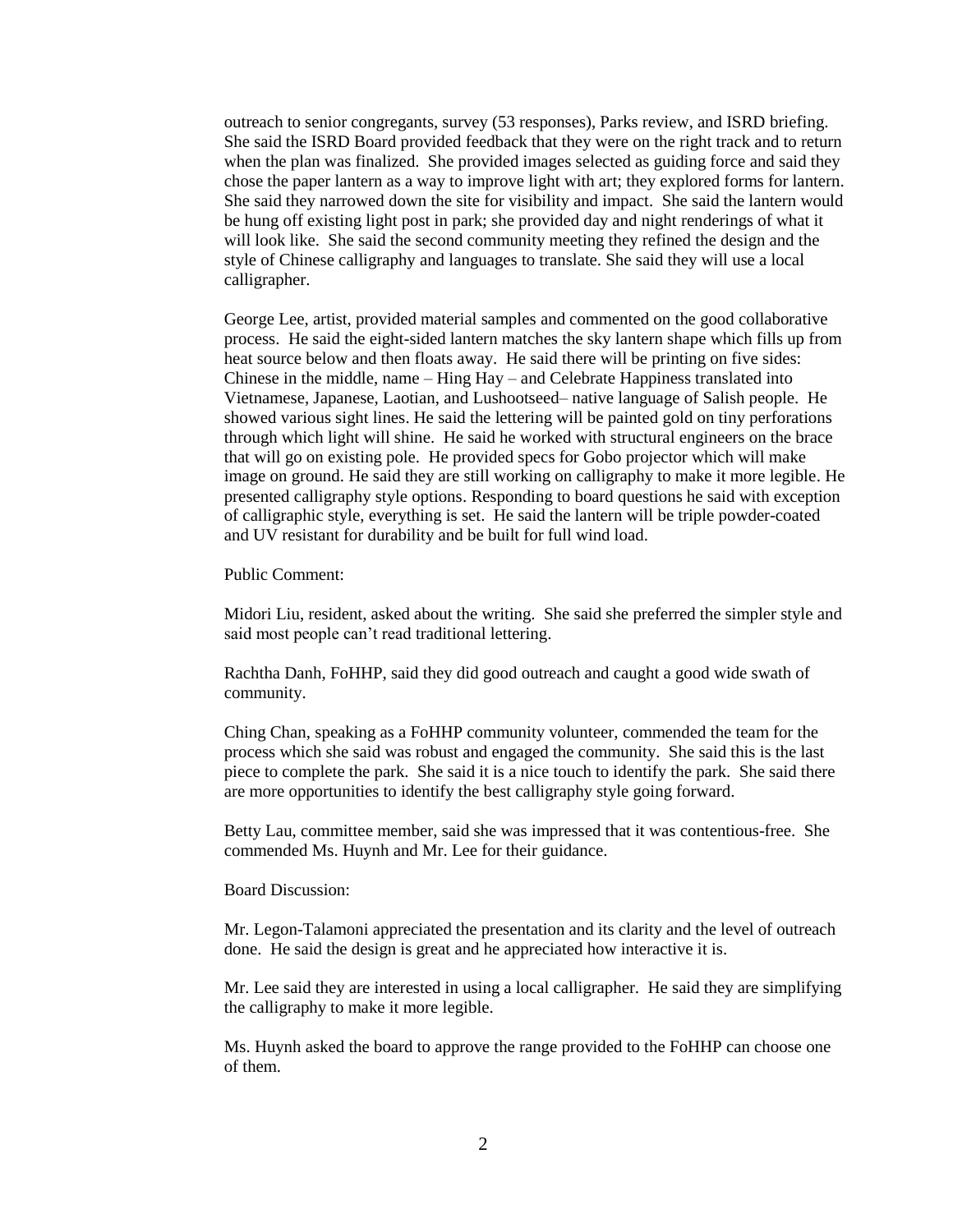outreach to senior congregants, survey (53 responses), Parks review, and ISRD briefing. She said the ISRD Board provided feedback that they were on the right track and to return when the plan was finalized. She provided images selected as guiding force and said they chose the paper lantern as a way to improve light with art; they explored forms for lantern. She said they narrowed down the site for visibility and impact. She said the lantern would be hung off existing light post in park; she provided day and night renderings of what it will look like. She said the second community meeting they refined the design and the style of Chinese calligraphy and languages to translate. She said they will use a local calligrapher.

George Lee, artist, provided material samples and commented on the good collaborative process. He said the eight-sided lantern matches the sky lantern shape which fills up from heat source below and then floats away. He said there will be printing on five sides: Chinese in the middle, name – Hing Hay – and Celebrate Happiness translated into Vietnamese, Japanese, Laotian, and Lushootseed– native language of Salish people. He showed various sight lines. He said the lettering will be painted gold on tiny perforations through which light will shine. He said he worked with structural engineers on the brace that will go on existing pole. He provided specs for Gobo projector which will make image on ground. He said they are still working on calligraphy to make it more legible. He presented calligraphy style options. Responding to board questions he said with exception of calligraphic style, everything is set. He said the lantern will be triple powder-coated and UV resistant for durability and be built for full wind load.

Public Comment:

Midori Liu, resident, asked about the writing. She said she preferred the simpler style and said most people can't read traditional lettering.

Rachtha Danh, FoHHP, said they did good outreach and caught a good wide swath of community.

Ching Chan, speaking as a FoHHP community volunteer, commended the team for the process which she said was robust and engaged the community. She said this is the last piece to complete the park. She said it is a nice touch to identify the park. She said there are more opportunities to identify the best calligraphy style going forward.

Betty Lau, committee member, said she was impressed that it was contentious-free. She commended Ms. Huynh and Mr. Lee for their guidance.

Board Discussion:

Mr. Legon-Talamoni appreciated the presentation and its clarity and the level of outreach done. He said the design is great and he appreciated how interactive it is.

Mr. Lee said they are interested in using a local calligrapher. He said they are simplifying the calligraphy to make it more legible.

Ms. Huynh asked the board to approve the range provided to the FoHHP can choose one of them.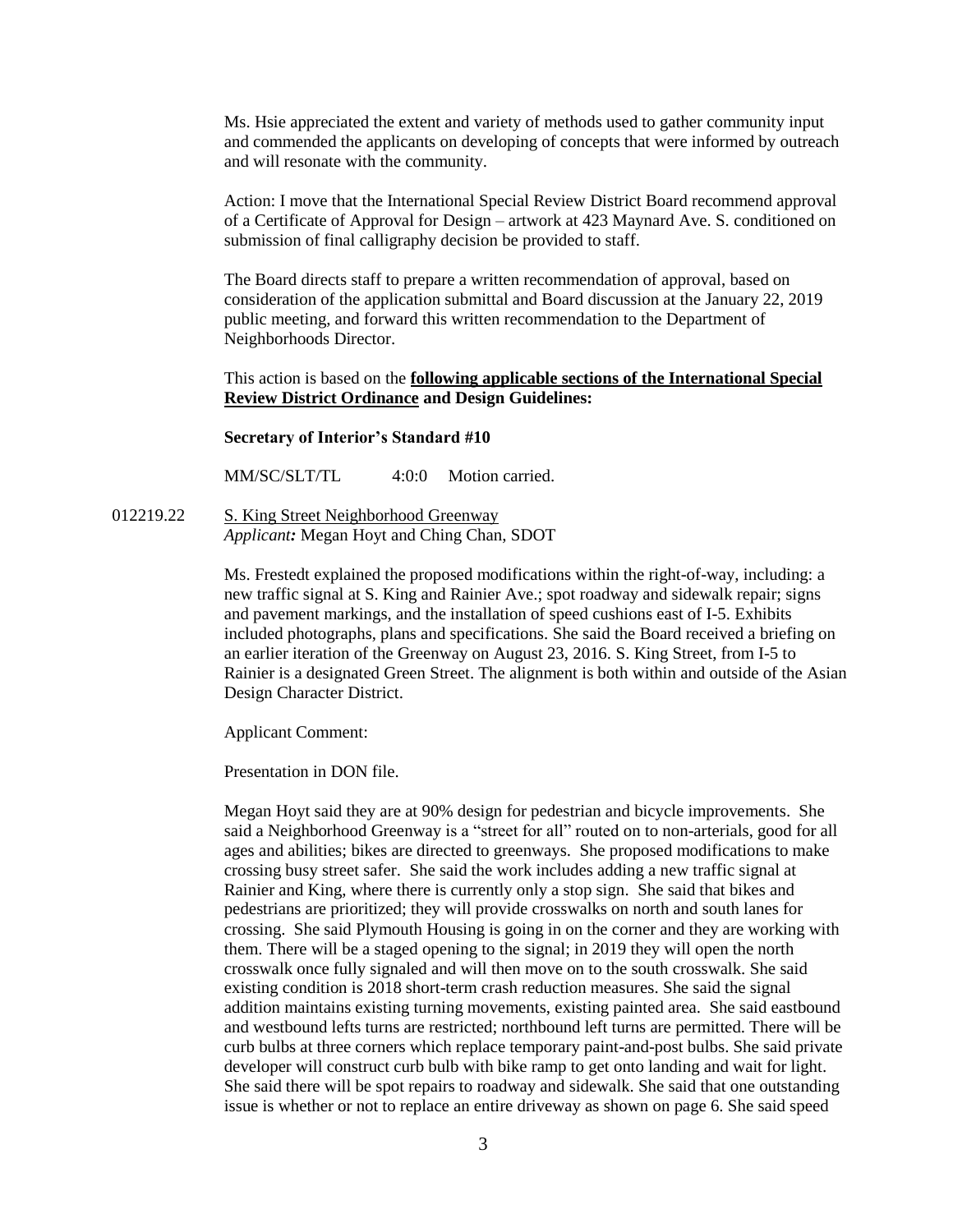Ms. Hsie appreciated the extent and variety of methods used to gather community input and commended the applicants on developing of concepts that were informed by outreach and will resonate with the community.

Action: I move that the International Special Review District Board recommend approval of a Certificate of Approval for Design – artwork at 423 Maynard Ave. S. conditioned on submission of final calligraphy decision be provided to staff.

The Board directs staff to prepare a written recommendation of approval, based on consideration of the application submittal and Board discussion at the January 22, 2019 public meeting, and forward this written recommendation to the Department of Neighborhoods Director.

This action is based on the **following applicable sections of the International Special Review District Ordinance** and Design Guidelines:

**Secretary of Interior's Standard #10**

MM/SC/SLT/TL 4:0:0 Motion carried.

012219.22 S. King Street Neighborhood Greenway
*Applicant:* Megan Hoyt and Ching Chan, SDOT

Ms. Frestedt explained the proposed modifications within the right-of-way, including: a new traffic signal at S. King and Rainier Ave.; spot roadway and sidewalk repair; signs and pavement markings, and the installation of speed cushions east of I-5. Exhibits included photographs, plans and specifications. She said the Board received a briefing on an earlier iteration of the Greenway on August 23, 2016. S. King Street, from I-5 to Rainier is a designated Green Street. The alignment is both within and outside of the Asian Design Character District.

Applicant Comment:

Presentation in DON file.

Megan Hoyt said they are at 90% design for pedestrian and bicycle improvements. She said a Neighborhood Greenway is a "street for all" routed on to non-arterials, good for all ages and abilities; bikes are directed to greenways. She proposed modifications to make crossing busy street safer. She said the work includes adding a new traffic signal at Rainier and King, where there is currently only a stop sign. She said that bikes and pedestrians are prioritized; they will provide crosswalks on north and south lanes for crossing. She said Plymouth Housing is going in on the corner and they are working with them. There will be a staged opening to the signal; in 2019 they will open the north crosswalk once fully signaled and will then move on to the south crosswalk. She said existing condition is 2018 short-term crash reduction measures. She said the signal addition maintains existing turning movements, existing painted area. She said eastbound and westbound lefts turns are restricted; northbound left turns are permitted. There will be curb bulbs at three corners which replace temporary paint-and-post bulbs. She said private developer will construct curb bulb with bike ramp to get onto landing and wait for light. She said there will be spot repairs to roadway and sidewalk. She said that one outstanding issue is whether or not to replace an entire driveway as shown on page 6. She said speed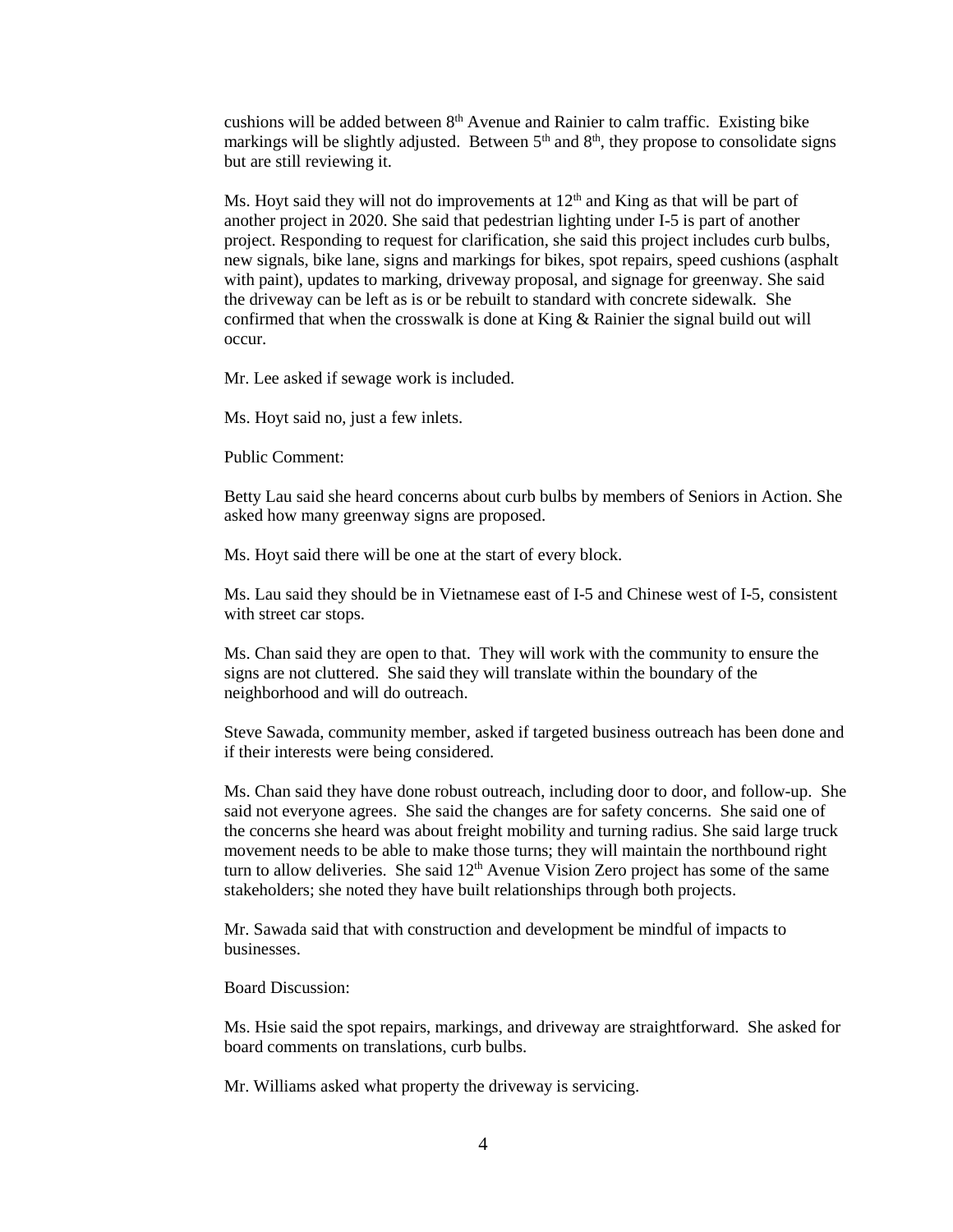cushions will be added between 8th Avenue and Rainier to calm traffic. Existing bike markings will be slightly adjusted. Between 5th and 8th, they propose to consolidate signs but are still reviewing it.

Ms. Hoyt said they will not do improvements at 12th and King as that will be part of another project in 2020. She said that pedestrian lighting under I-5 is part of another project. Responding to request for clarification, she said this project includes curb bulbs, new signals, bike lane, signs and markings for bikes, spot repairs, speed cushions (asphalt with paint), updates to marking, driveway proposal, and signage for greenway. She said the driveway can be left as is or be rebuilt to standard with concrete sidewalk. She confirmed that when the crosswalk is done at King & Rainier the signal build out will occur.

Mr. Lee asked if sewage work is included.

Ms. Hoyt said no, just a few inlets.

Public Comment:

Betty Lau said she heard concerns about curb bulbs by members of Seniors in Action. She asked how many greenway signs are proposed.

Ms. Hoyt said there will be one at the start of every block.

Ms. Lau said they should be in Vietnamese east of I-5 and Chinese west of I-5, consistent with street car stops.

Ms. Chan said they are open to that. They will work with the community to ensure the signs are not cluttered. She said they will translate within the boundary of the neighborhood and will do outreach.

Steve Sawada, community member, asked if targeted business outreach has been done and if their interests were being considered.

Ms. Chan said they have done robust outreach, including door to door, and follow-up. She said not everyone agrees. She said the changes are for safety concerns. She said one of the concerns she heard was about freight mobility and turning radius. She said large truck movement needs to be able to make those turns; they will maintain the northbound right turn to allow deliveries. She said 12th Avenue Vision Zero project has some of the same stakeholders; she noted they have built relationships through both projects.

Mr. Sawada said that with construction and development be mindful of impacts to businesses.

Board Discussion:

Ms. Hsie said the spot repairs, markings, and driveway are straightforward. She asked for board comments on translations, curb bulbs.

Mr. Williams asked what property the driveway is servicing.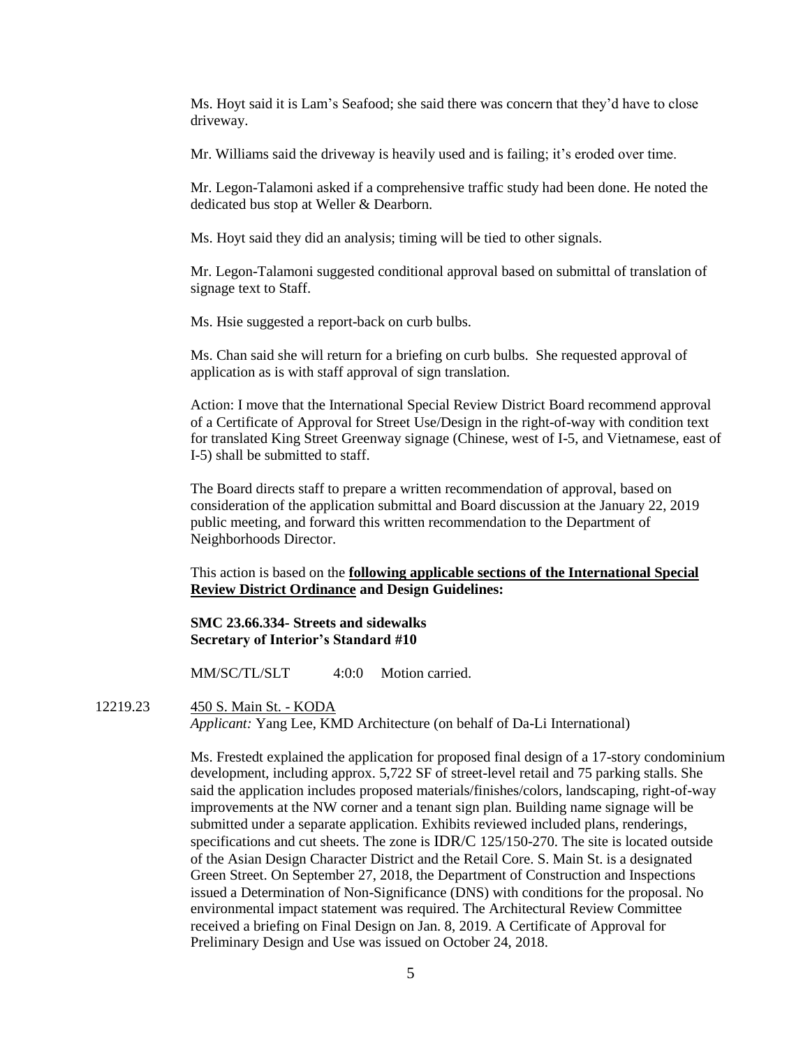Ms. Hoyt said it is Lam's Seafood; she said there was concern that they'd have to close driveway.

Mr. Williams said the driveway is heavily used and is failing; it's eroded over time.

Mr. Legon-Talamoni asked if a comprehensive traffic study had been done. He noted the dedicated bus stop at Weller & Dearborn.

Ms. Hoyt said they did an analysis; timing will be tied to other signals.

Mr. Legon-Talamoni suggested conditional approval based on submittal of translation of signage text to Staff.

Ms. Hsie suggested a report-back on curb bulbs.

Ms. Chan said she will return for a briefing on curb bulbs. She requested approval of application as is with staff approval of sign translation.

Action: I move that the International Special Review District Board recommend approval of a Certificate of Approval for Street Use/Design in the right-of-way with condition text for translated King Street Greenway signage (Chinese, west of I-5, and Vietnamese, east of I-5) shall be submitted to staff.

The Board directs staff to prepare a written recommendation of approval, based on consideration of the application submittal and Board discussion at the January 22, 2019 public meeting, and forward this written recommendation to the Department of Neighborhoods Director.

This action is based on the **following applicable sections of the International Special Review District Ordinance** and Design Guidelines:

**SMC 23.66.334- Streets and sidewalks**
**Secretary of Interior's Standard #10**

MM/SC/TL/SLT 4:0:0 Motion carried.

12219.23 450 S. Main St. - KODA
*Applicant:* Yang Lee, KMD Architecture (on behalf of Da-Li International)

Ms. Frestedt explained the application for proposed final design of a 17-story condominium development, including approx. 5,722 SF of street-level retail and 75 parking stalls. She said the application includes proposed materials/finishes/colors, landscaping, right-of-way improvements at the NW corner and a tenant sign plan. Building name signage will be submitted under a separate application. Exhibits reviewed included plans, renderings, specifications and cut sheets. The zone is IDR/C 125/150-270. The site is located outside of the Asian Design Character District and the Retail Core. S. Main St. is a designated Green Street. On September 27, 2018, the Department of Construction and Inspections issued a Determination of Non-Significance (DNS) with conditions for the proposal. No environmental impact statement was required. The Architectural Review Committee received a briefing on Final Design on Jan. 8, 2019. A Certificate of Approval for Preliminary Design and Use was issued on October 24, 2018.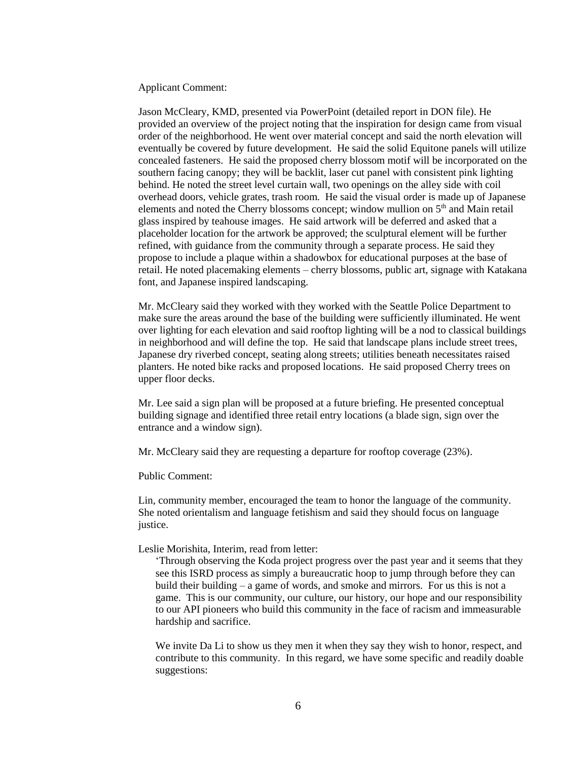Applicant Comment:

Jason McCleary, KMD, presented via PowerPoint (detailed report in DON file). He provided an overview of the project noting that the inspiration for design came from visual order of the neighborhood. He went over material concept and said the north elevation will eventually be covered by future development. He said the solid Equitone panels will utilize concealed fasteners. He said the proposed cherry blossom motif will be incorporated on the southern facing canopy; they will be backlit, laser cut panel with consistent pink lighting behind. He noted the street level curtain wall, two openings on the alley side with coil overhead doors, vehicle grates, trash room. He said the visual order is made up of Japanese elements and noted the Cherry blossoms concept; window mullion on 5th and Main retail glass inspired by teahouse images. He said artwork will be deferred and asked that a placeholder location for the artwork be approved; the sculptural element will be further refined, with guidance from the community through a separate process. He said they propose to include a plaque within a shadowbox for educational purposes at the base of retail. He noted placemaking elements – cherry blossoms, public art, signage with Katakana font, and Japanese inspired landscaping.

Mr. McCleary said they worked with they worked with the Seattle Police Department to make sure the areas around the base of the building were sufficiently illuminated. He went over lighting for each elevation and said rooftop lighting will be a nod to classical buildings in neighborhood and will define the top. He said that landscape plans include street trees, Japanese dry riverbed concept, seating along streets; utilities beneath necessitates raised planters. He noted bike racks and proposed locations. He said proposed Cherry trees on upper floor decks.

Mr. Lee said a sign plan will be proposed at a future briefing. He presented conceptual building signage and identified three retail entry locations (a blade sign, sign over the entrance and a window sign).

Mr. McCleary said they are requesting a departure for rooftop coverage (23%).

Public Comment:

Lin, community member, encouraged the team to honor the language of the community. She noted orientalism and language fetishism and said they should focus on language justice.

Leslie Morishita, Interim, read from letter:

> 'Through observing the Koda project progress over the past year and it seems that they see this ISRD process as simply a bureaucratic hoop to jump through before they can build their building – a game of words, and smoke and mirrors. For us this is not a game. This is our community, our culture, our history, our hope and our responsibility to our API pioneers who build this community in the face of racism and immeasurable hardship and sacrifice.
>
> We invite Da Li to show us they men it when they say they wish to honor, respect, and contribute to this community. In this regard, we have some specific and readily doable suggestions: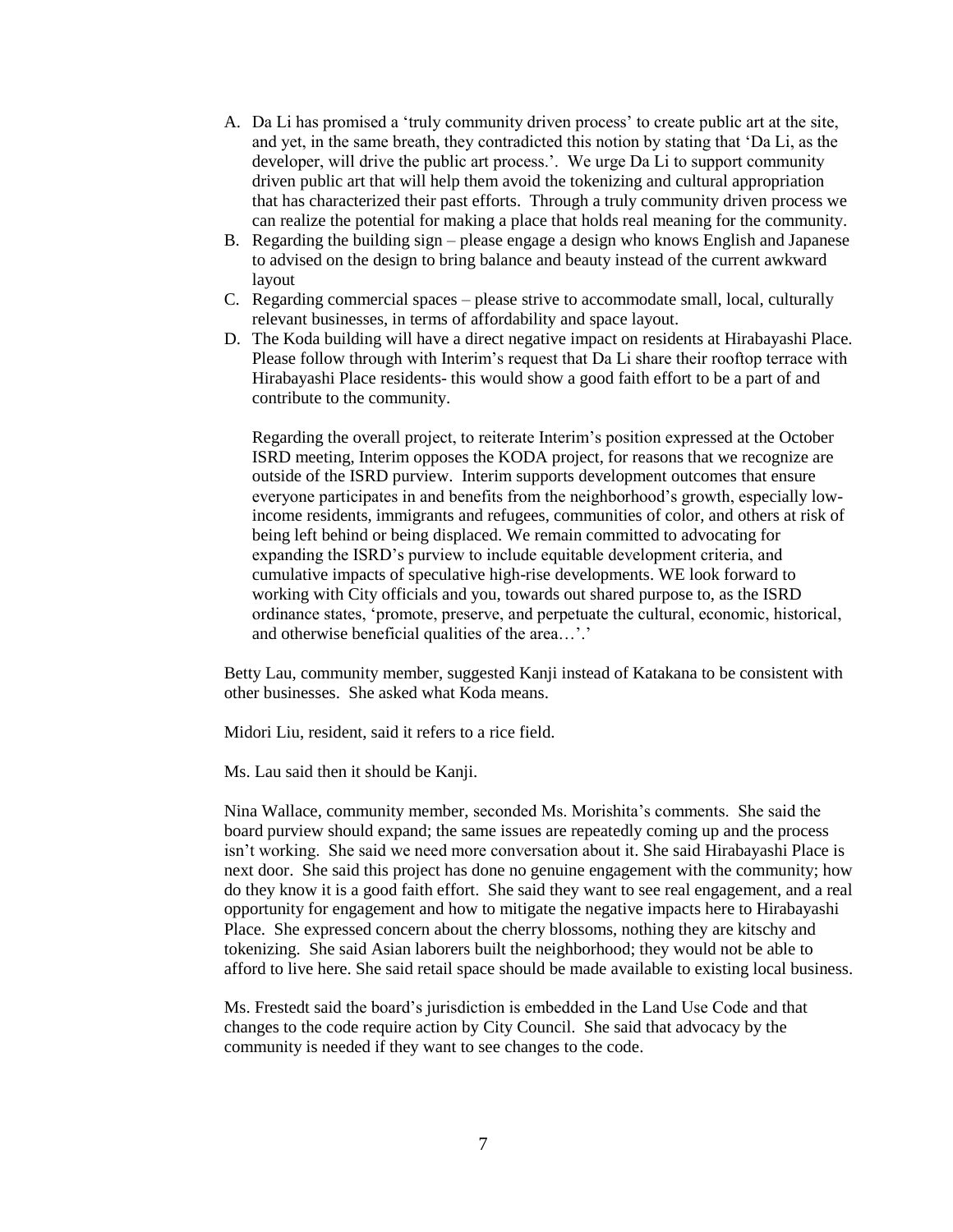A. Da Li has promised a 'truly community driven process' to create public art at the site, and yet, in the same breath, they contradicted this notion by stating that 'Da Li, as the developer, will drive the public art process.'. We urge Da Li to support community driven public art that will help them avoid the tokenizing and cultural appropriation that has characterized their past efforts. Through a truly community driven process we can realize the potential for making a place that holds real meaning for the community.
B. Regarding the building sign – please engage a design who knows English and Japanese to advised on the design to bring balance and beauty instead of the current awkward layout
C. Regarding commercial spaces – please strive to accommodate small, local, culturally relevant businesses, in terms of affordability and space layout.
D. The Koda building will have a direct negative impact on residents at Hirabayashi Place. Please follow through with Interim's request that Da Li share their rooftop terrace with Hirabayashi Place residents- this would show a good faith effort to be a part of and contribute to the community.

   Regarding the overall project, to reiterate Interim's position expressed at the October ISRD meeting, Interim opposes the KODA project, for reasons that we recognize are outside of the ISRD purview. Interim supports development outcomes that ensure everyone participates in and benefits from the neighborhood's growth, especially low-income residents, immigrants and refugees, communities of color, and others at risk of being left behind or being displaced. We remain committed to advocating for expanding the ISRD's purview to include equitable development criteria, and cumulative impacts of speculative high-rise developments. WE look forward to working with City officials and you, towards out shared purpose to, as the ISRD ordinance states, 'promote, preserve, and perpetuate the cultural, economic, historical, and otherwise beneficial qualities of the area…'.'

Betty Lau, community member, suggested Kanji instead of Katakana to be consistent with other businesses. She asked what Koda means.

Midori Liu, resident, said it refers to a rice field.

Ms. Lau said then it should be Kanji.

Nina Wallace, community member, seconded Ms. Morishita's comments. She said the board purview should expand; the same issues are repeatedly coming up and the process isn't working. She said we need more conversation about it. She said Hirabayashi Place is next door. She said this project has done no genuine engagement with the community; how do they know it is a good faith effort. She said they want to see real engagement, and a real opportunity for engagement and how to mitigate the negative impacts here to Hirabayashi Place. She expressed concern about the cherry blossoms, nothing they are kitschy and tokenizing. She said Asian laborers built the neighborhood; they would not be able to afford to live here. She said retail space should be made available to existing local business.

Ms. Frestedt said the board's jurisdiction is embedded in the Land Use Code and that changes to the code require action by City Council. She said that advocacy by the community is needed if they want to see changes to the code.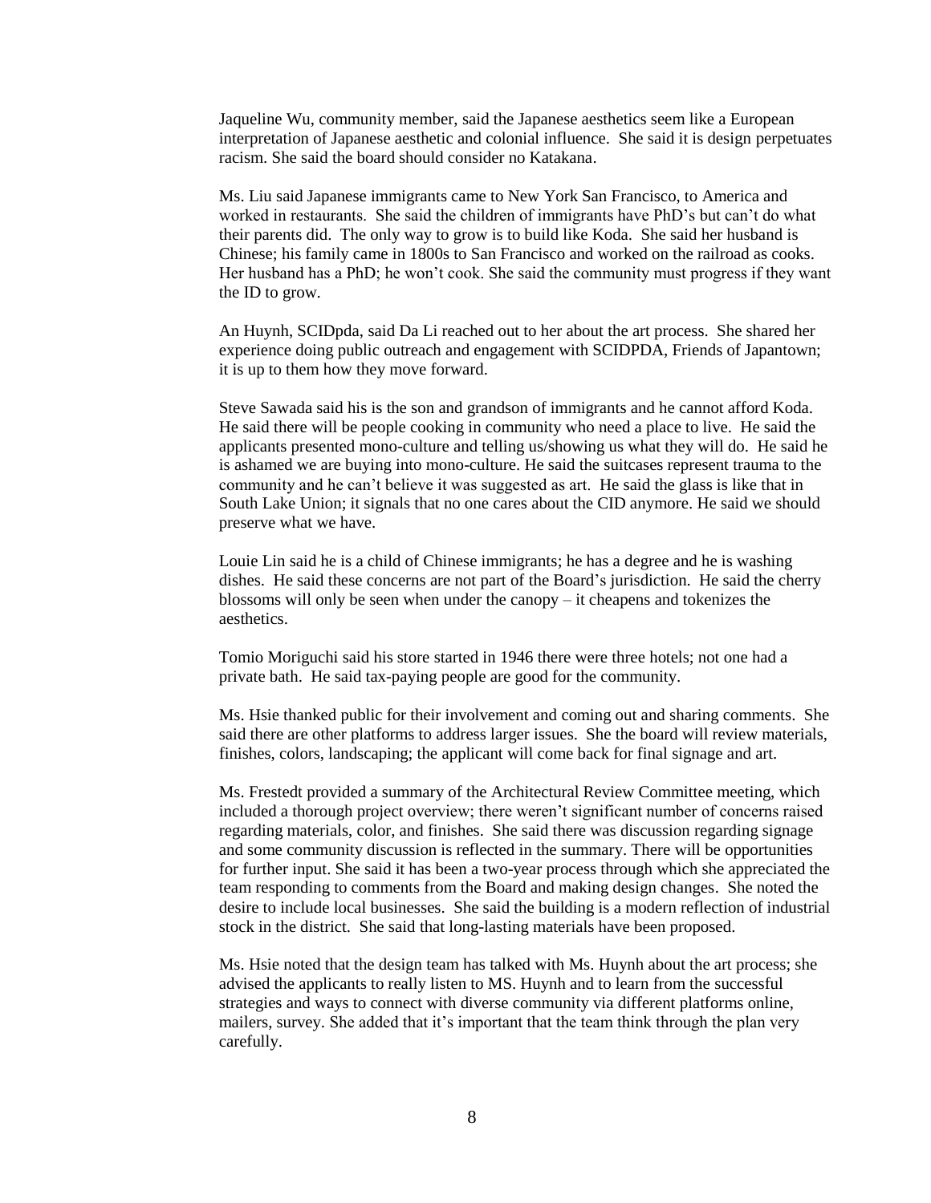Jaqueline Wu, community member, said the Japanese aesthetics seem like a European interpretation of Japanese aesthetic and colonial influence. She said it is design perpetuates racism. She said the board should consider no Katakana.

Ms. Liu said Japanese immigrants came to New York San Francisco, to America and worked in restaurants. She said the children of immigrants have PhD's but can't do what their parents did. The only way to grow is to build like Koda. She said her husband is Chinese; his family came in 1800s to San Francisco and worked on the railroad as cooks. Her husband has a PhD; he won't cook. She said the community must progress if they want the ID to grow.

An Huynh, SCIDpda, said Da Li reached out to her about the art process. She shared her experience doing public outreach and engagement with SCIDPDA, Friends of Japantown; it is up to them how they move forward.

Steve Sawada said his is the son and grandson of immigrants and he cannot afford Koda. He said there will be people cooking in community who need a place to live. He said the applicants presented mono-culture and telling us/showing us what they will do. He said he is ashamed we are buying into mono-culture. He said the suitcases represent trauma to the community and he can't believe it was suggested as art. He said the glass is like that in South Lake Union; it signals that no one cares about the CID anymore. He said we should preserve what we have.

Louie Lin said he is a child of Chinese immigrants; he has a degree and he is washing dishes. He said these concerns are not part of the Board's jurisdiction. He said the cherry blossoms will only be seen when under the canopy – it cheapens and tokenizes the aesthetics.

Tomio Moriguchi said his store started in 1946 there were three hotels; not one had a private bath. He said tax-paying people are good for the community.

Ms. Hsie thanked public for their involvement and coming out and sharing comments. She said there are other platforms to address larger issues. She the board will review materials, finishes, colors, landscaping; the applicant will come back for final signage and art.

Ms. Frestedt provided a summary of the Architectural Review Committee meeting, which included a thorough project overview; there weren't significant number of concerns raised regarding materials, color, and finishes. She said there was discussion regarding signage and some community discussion is reflected in the summary. There will be opportunities for further input. She said it has been a two-year process through which she appreciated the team responding to comments from the Board and making design changes. She noted the desire to include local businesses. She said the building is a modern reflection of industrial stock in the district. She said that long-lasting materials have been proposed.

Ms. Hsie noted that the design team has talked with Ms. Huynh about the art process; she advised the applicants to really listen to MS. Huynh and to learn from the successful strategies and ways to connect with diverse community via different platforms online, mailers, survey. She added that it's important that the team think through the plan very carefully.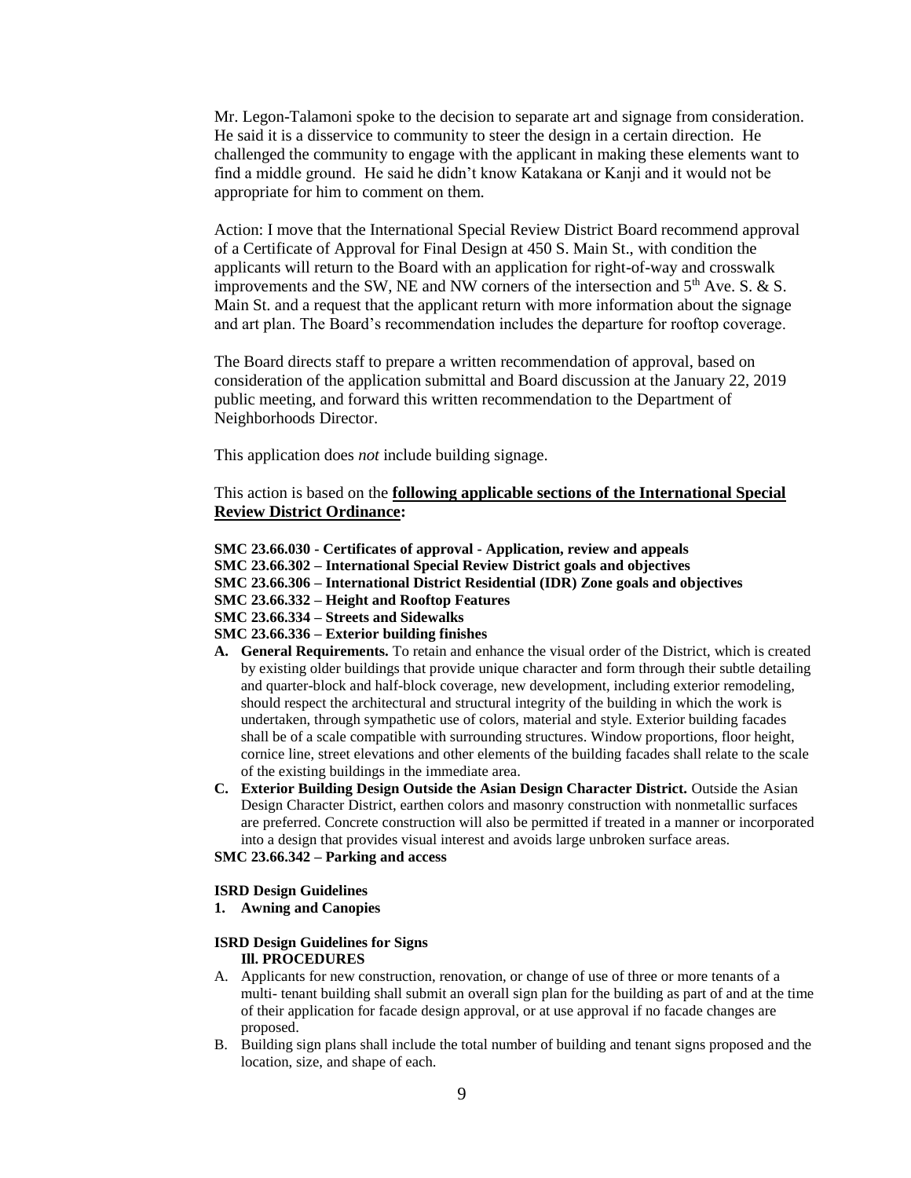Mr. Legon-Talamoni spoke to the decision to separate art and signage from consideration. He said it is a disservice to community to steer the design in a certain direction. He challenged the community to engage with the applicant in making these elements want to find a middle ground. He said he didn't know Katakana or Kanji and it would not be appropriate for him to comment on them.

Action: I move that the International Special Review District Board recommend approval of a Certificate of Approval for Final Design at 450 S. Main St., with condition the applicants will return to the Board with an application for right-of-way and crosswalk improvements and the SW, NE and NW corners of the intersection and 5th Ave. S. & S. Main St. and a request that the applicant return with more information about the signage and art plan. The Board's recommendation includes the departure for rooftop coverage.

The Board directs staff to prepare a written recommendation of approval, based on consideration of the application submittal and Board discussion at the January 22, 2019 public meeting, and forward this written recommendation to the Department of Neighborhoods Director.

This application does *not* include building signage.

This action is based on the **following applicable sections of the International Special Review District Ordinance:**

**SMC 23.66.030 - Certificates of approval - Application, review and appeals**
**SMC 23.66.302 – International Special Review District goals and objectives**
**SMC 23.66.306 – International District Residential (IDR) Zone goals and objectives**
**SMC 23.66.332 – Height and Rooftop Features**
**SMC 23.66.334 – Streets and Sidewalks**
**SMC 23.66.336 – Exterior building finishes**

**A. General Requirements.** To retain and enhance the visual order of the District, which is created by existing older buildings that provide unique character and form through their subtle detailing and quarter-block and half-block coverage, new development, including exterior remodeling, should respect the architectural and structural integrity of the building in which the work is undertaken, through sympathetic use of colors, material and style. Exterior building facades shall be of a scale compatible with surrounding structures. Window proportions, floor height, cornice line, street elevations and other elements of the building facades shall relate to the scale of the existing buildings in the immediate area.

**C. Exterior Building Design Outside the Asian Design Character District.** Outside the Asian Design Character District, earthen colors and masonry construction with nonmetallic surfaces are preferred. Concrete construction will also be permitted if treated in a manner or incorporated into a design that provides visual interest and avoids large unbroken surface areas.

**SMC 23.66.342 – Parking and access**

**ISRD Design Guidelines**

**1. Awning and Canopies**

**ISRD Design Guidelines for Signs**

**Ill. PROCEDURES**

A. Applicants for new construction, renovation, or change of use of three or more tenants of a multi- tenant building shall submit an overall sign plan for the building as part of and at the time of their application for facade design approval, or at use approval if no facade changes are proposed.

B. Building sign plans shall include the total number of building and tenant signs proposed and the location, size, and shape of each.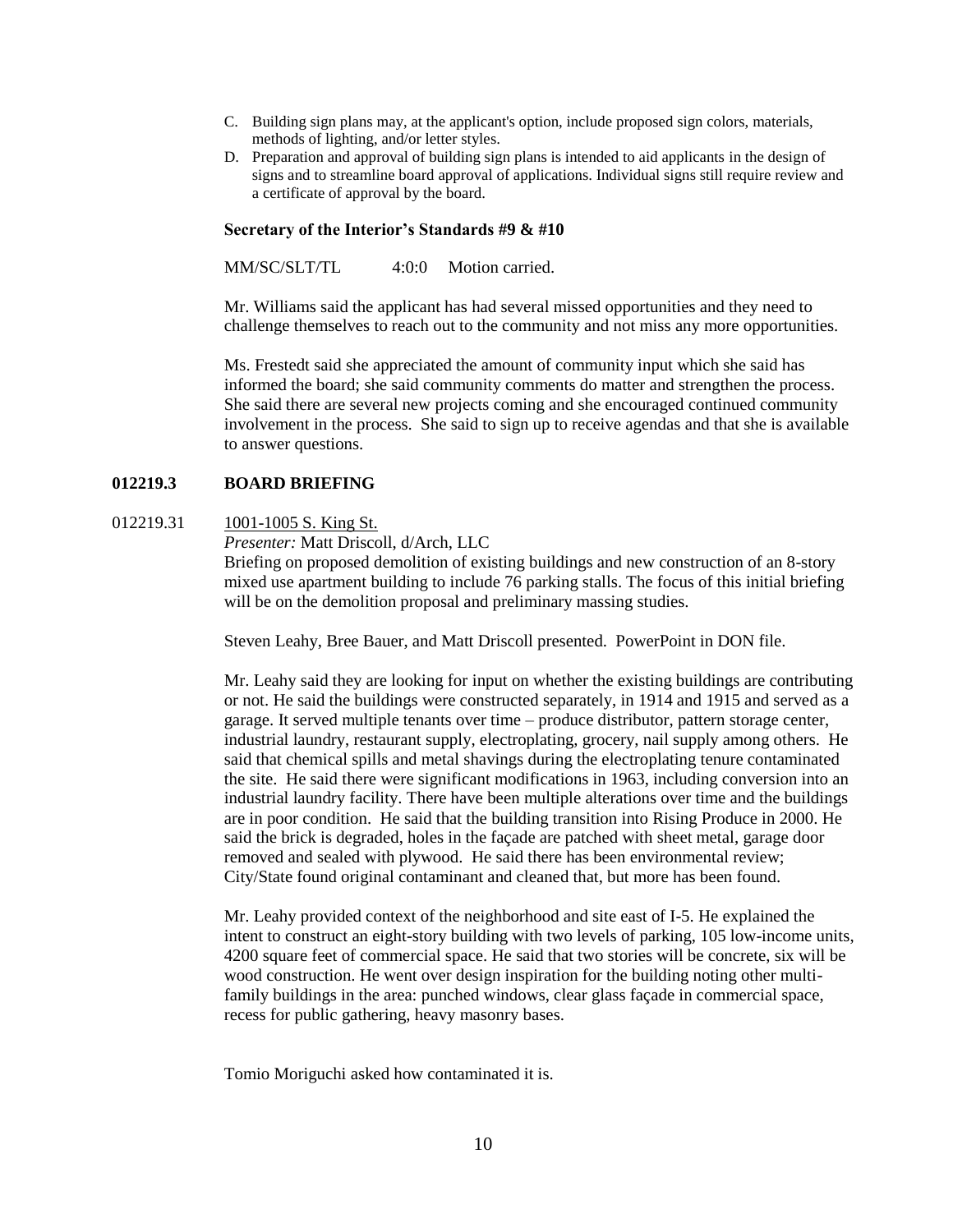C. Building sign plans may, at the applicant's option, include proposed sign colors, materials, methods of lighting, and/or letter styles.
D. Preparation and approval of building sign plans is intended to aid applicants in the design of signs and to streamline board approval of applications. Individual signs still require review and a certificate of approval by the board.

**Secretary of the Interior's Standards #9 & #10**

MM/SC/SLT/TL 4:0:0 Motion carried.

Mr. Williams said the applicant has had several missed opportunities and they need to challenge themselves to reach out to the community and not miss any more opportunities.

Ms. Frestedt said she appreciated the amount of community input which she said has informed the board; she said community comments do matter and strengthen the process. She said there are several new projects coming and she encouraged continued community involvement in the process. She said to sign up to receive agendas and that she is available to answer questions.

## 012219.3 BOARD BRIEFING

012219.31 1001-1005 S. King St.

*Presenter:* Matt Driscoll, d/Arch, LLC

Briefing on proposed demolition of existing buildings and new construction of an 8-story mixed use apartment building to include 76 parking stalls. The focus of this initial briefing will be on the demolition proposal and preliminary massing studies.

Steven Leahy, Bree Bauer, and Matt Driscoll presented. PowerPoint in DON file.

Mr. Leahy said they are looking for input on whether the existing buildings are contributing or not. He said the buildings were constructed separately, in 1914 and 1915 and served as a garage. It served multiple tenants over time – produce distributor, pattern storage center, industrial laundry, restaurant supply, electroplating, grocery, nail supply among others. He said that chemical spills and metal shavings during the electroplating tenure contaminated the site. He said there were significant modifications in 1963, including conversion into an industrial laundry facility. There have been multiple alterations over time and the buildings are in poor condition. He said that the building transition into Rising Produce in 2000. He said the brick is degraded, holes in the façade are patched with sheet metal, garage door removed and sealed with plywood. He said there has been environmental review; City/State found original contaminant and cleaned that, but more has been found.

Mr. Leahy provided context of the neighborhood and site east of I-5. He explained the intent to construct an eight-story building with two levels of parking, 105 low-income units, 4200 square feet of commercial space. He said that two stories will be concrete, six will be wood construction. He went over design inspiration for the building noting other multi-family buildings in the area: punched windows, clear glass façade in commercial space, recess for public gathering, heavy masonry bases.

Tomio Moriguchi asked how contaminated it is.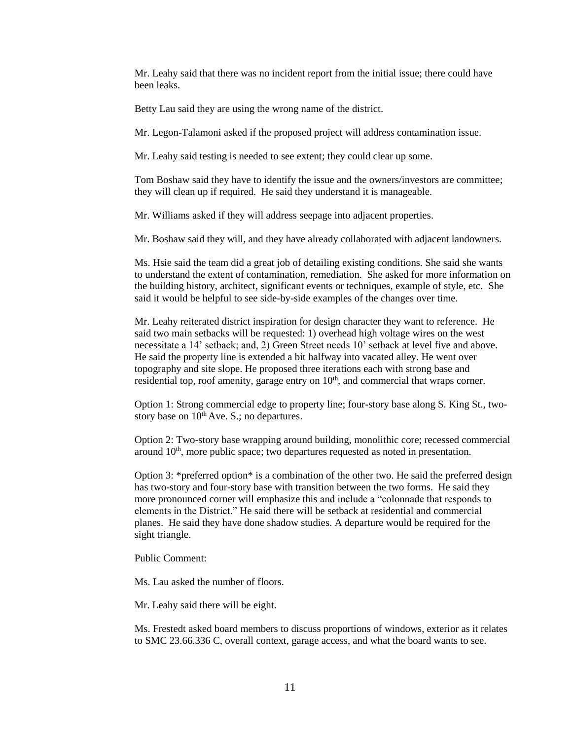Mr. Leahy said that there was no incident report from the initial issue; there could have been leaks.

Betty Lau said they are using the wrong name of the district.

Mr. Legon-Talamoni asked if the proposed project will address contamination issue.

Mr. Leahy said testing is needed to see extent; they could clear up some.

Tom Boshaw said they have to identify the issue and the owners/investors are committee; they will clean up if required. He said they understand it is manageable.

Mr. Williams asked if they will address seepage into adjacent properties.

Mr. Boshaw said they will, and they have already collaborated with adjacent landowners.

Ms. Hsie said the team did a great job of detailing existing conditions. She said she wants to understand the extent of contamination, remediation. She asked for more information on the building history, architect, significant events or techniques, example of style, etc. She said it would be helpful to see side-by-side examples of the changes over time.

Mr. Leahy reiterated district inspiration for design character they want to reference. He said two main setbacks will be requested: 1) overhead high voltage wires on the west necessitate a 14' setback; and, 2) Green Street needs 10' setback at level five and above. He said the property line is extended a bit halfway into vacated alley. He went over topography and site slope. He proposed three iterations each with strong base and residential top, roof amenity, garage entry on 10th, and commercial that wraps corner.

Option 1: Strong commercial edge to property line; four-story base along S. King St., two-story base on 10th Ave. S.; no departures.

Option 2: Two-story base wrapping around building, monolithic core; recessed commercial around 10th, more public space; two departures requested as noted in presentation.

Option 3: *preferred option* is a combination of the other two. He said the preferred design has two-story and four-story base with transition between the two forms. He said they more pronounced corner will emphasize this and include a "colonnade that responds to elements in the District." He said there will be setback at residential and commercial planes. He said they have done shadow studies. A departure would be required for the sight triangle.

Public Comment:

Ms. Lau asked the number of floors.

Mr. Leahy said there will be eight.

Ms. Frestedt asked board members to discuss proportions of windows, exterior as it relates to SMC 23.66.336 C, overall context, garage access, and what the board wants to see.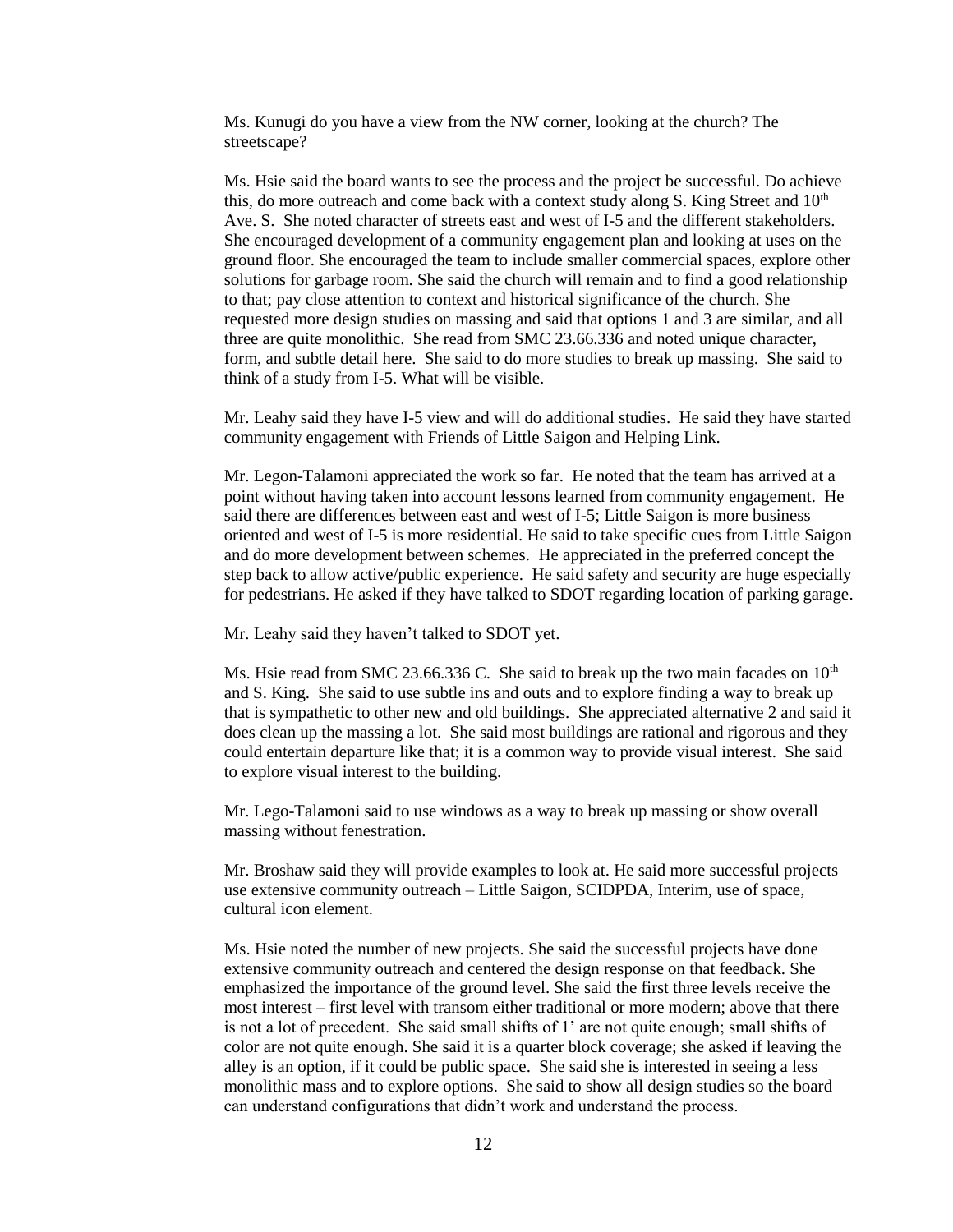Ms. Kunugi do you have a view from the NW corner, looking at the church? The streetscape?

Ms. Hsie said the board wants to see the process and the project be successful. Do achieve this, do more outreach and come back with a context study along S. King Street and 10th Ave. S. She noted character of streets east and west of I-5 and the different stakeholders. She encouraged development of a community engagement plan and looking at uses on the ground floor. She encouraged the team to include smaller commercial spaces, explore other solutions for garbage room. She said the church will remain and to find a good relationship to that; pay close attention to context and historical significance of the church. She requested more design studies on massing and said that options 1 and 3 are similar, and all three are quite monolithic. She read from SMC 23.66.336 and noted unique character, form, and subtle detail here. She said to do more studies to break up massing. She said to think of a study from I-5. What will be visible.

Mr. Leahy said they have I-5 view and will do additional studies. He said they have started community engagement with Friends of Little Saigon and Helping Link.

Mr. Legon-Talamoni appreciated the work so far. He noted that the team has arrived at a point without having taken into account lessons learned from community engagement. He said there are differences between east and west of I-5; Little Saigon is more business oriented and west of I-5 is more residential. He said to take specific cues from Little Saigon and do more development between schemes. He appreciated in the preferred concept the step back to allow active/public experience. He said safety and security are huge especially for pedestrians. He asked if they have talked to SDOT regarding location of parking garage.

Mr. Leahy said they haven't talked to SDOT yet.

Ms. Hsie read from SMC 23.66.336 C. She said to break up the two main facades on 10th and S. King. She said to use subtle ins and outs and to explore finding a way to break up that is sympathetic to other new and old buildings. She appreciated alternative 2 and said it does clean up the massing a lot. She said most buildings are rational and rigorous and they could entertain departure like that; it is a common way to provide visual interest. She said to explore visual interest to the building.

Mr. Lego-Talamoni said to use windows as a way to break up massing or show overall massing without fenestration.

Mr. Broshaw said they will provide examples to look at. He said more successful projects use extensive community outreach – Little Saigon, SCIDPDA, Interim, use of space, cultural icon element.

Ms. Hsie noted the number of new projects. She said the successful projects have done extensive community outreach and centered the design response on that feedback. She emphasized the importance of the ground level. She said the first three levels receive the most interest – first level with transom either traditional or more modern; above that there is not a lot of precedent. She said small shifts of 1' are not quite enough; small shifts of color are not quite enough. She said it is a quarter block coverage; she asked if leaving the alley is an option, if it could be public space. She said she is interested in seeing a less monolithic mass and to explore options. She said to show all design studies so the board can understand configurations that didn't work and understand the process.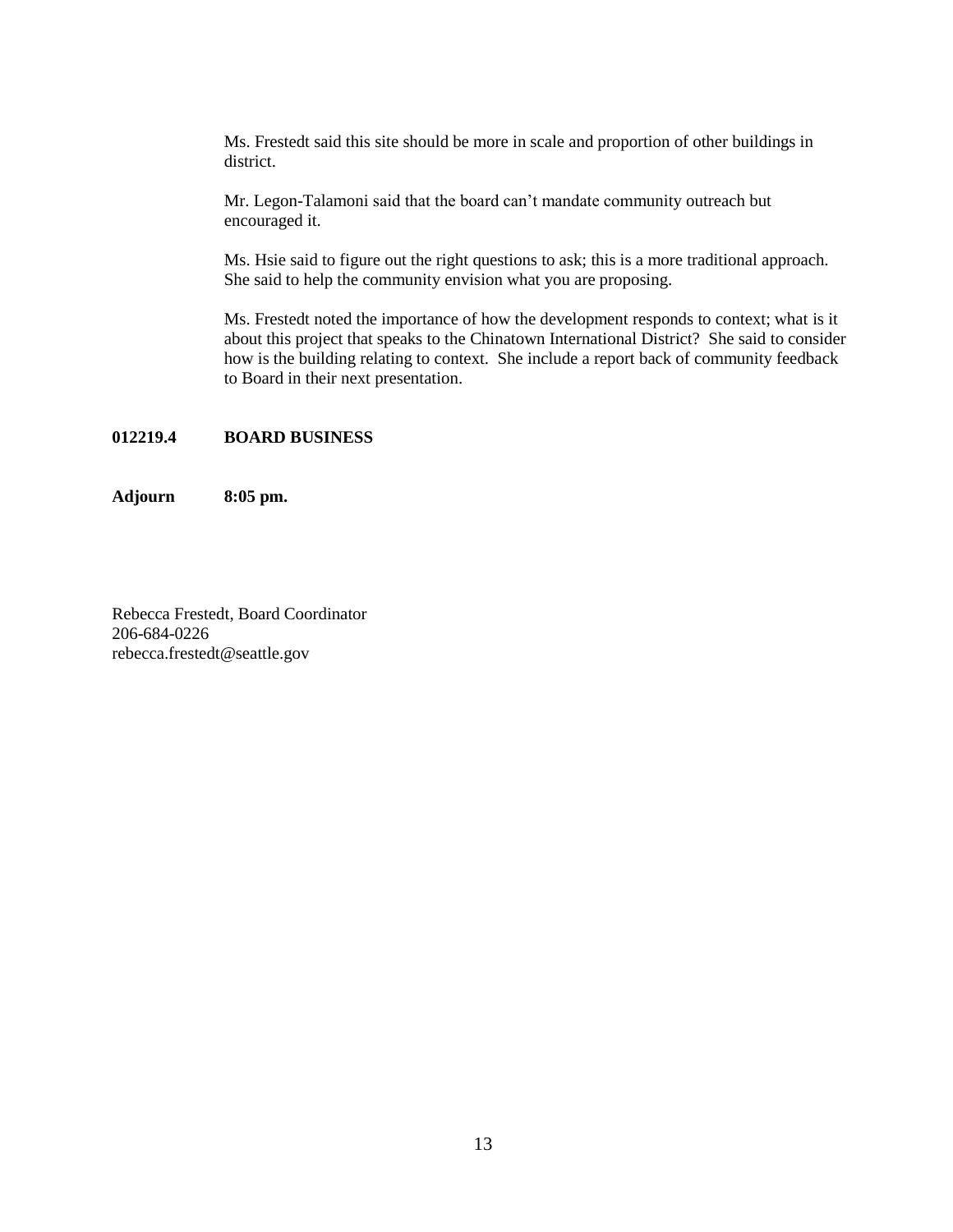Ms. Frestedt said this site should be more in scale and proportion of other buildings in district.

Mr. Legon-Talamoni said that the board can't mandate community outreach but encouraged it.

Ms. Hsie said to figure out the right questions to ask; this is a more traditional approach. She said to help the community envision what you are proposing.

Ms. Frestedt noted the importance of how the development responds to context; what is it about this project that speaks to the Chinatown International District? She said to consider how is the building relating to context. She include a report back of community feedback to Board in their next presentation.

**012219.4 BOARD BUSINESS**

**Adjourn 8:05 pm.**

Rebecca Frestedt, Board Coordinator
206-684-0226
rebecca.frestedt@seattle.gov